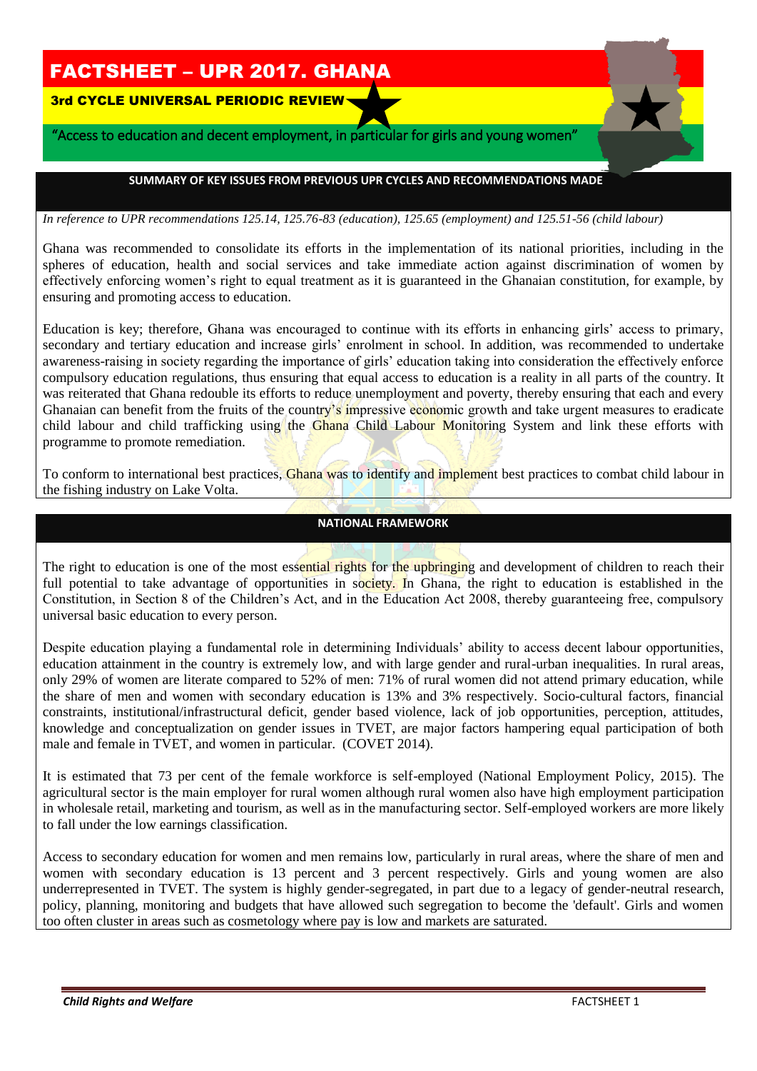# FACTSHEET – UPR 2017. GHANA

## 3rd CYCLE UNIVERSAL PERIODIC REVIEW

"Access to education and decent employment, in particular for girls and young women"

## SUMMARY OF KEY ISSUES FROM PREVIOUS UPR CYCLES AND RECOMMENDATIONS MADE

*In reference to UPR recommendations 125.14, 125.76-83 (education), 125.65 (employment) and 125.51-56 (child labour)*

Ghana was recommended to consolidate its efforts in the implementation of its national priorities, including in the spheres of education, health and social services and take immediate action against discrimination of women by effectively enforcing women's right to equal treatment as it is guaranteed in the Ghanaian constitution, for example, by ensuring and promoting access to education.

Education is key; therefore, Ghana was encouraged to continue with its efforts in enhancing girls' access to primary, secondary and tertiary education and increase girls' enrolment in school. In addition, was recommended to undertake awareness-raising in society regarding the importance of girls' education taking into consideration the effectively enforce compulsory education regulations, thus ensuring that equal access to education is a reality in all parts of the country. It was reiterated that Ghana redouble its efforts to reduce unemployment and poverty, thereby ensuring that each and every Ghanaian can benefit from the fruits of the country's impressive economic growth and take urgent measures to eradicate child labour and child trafficking using the Ghana Child Labour Monitoring System and link these efforts with programme to promote remediation.

To conform to international best practices, Ghana was to identify and implement best practices to combat child labour in the fishing industry on Lake Volta.

## NATIONAL FRAMEWORK

The right to education is one of the most essential rights for the upbringing and development of children to reach their full potential to take advantage of opportunities in society. In Ghana, the right to education is established in the Constitution, in Section 8 of the Children's Act, and in the Education Act 2008, thereby guaranteeing free, compulsory universal basic education to every person.

Despite education playing a fundamental role in determining Individuals' ability to access decent labour opportunities, education attainment in the country is extremely low, and with large gender and rural-urban inequalities. In rural areas, only 29% of women are literate compared to 52% of men: 71% of rural women did not attend primary education, while the share of men and women with secondary education is 13% and 3% respectively. Socio-cultural factors, financial constraints, institutional/infrastructural deficit, gender based violence, lack of job opportunities, perception, attitudes, knowledge and conceptualization on gender issues in TVET, are major factors hampering equal participation of both male and female in TVET, and women in particular. (COVET 2014).

It is estimated that 73 per cent of the female workforce is self-employed (National Employment Policy, 2015). The agricultural sector is the main employer for rural women although rural women also have high employment participation in wholesale retail, marketing and tourism, as well as in the manufacturing sector. Self-employed workers are more likely to fall under the low earnings classification.

Access to secondary education for women and men remains low, particularly in rural areas, where the share of men and women with secondary education is 13 percent and 3 percent respectively. Girls and young women are also underrepresented in TVET. The system is highly gender-segregated, in part due to a legacy of gender-neutral research, policy, planning, monitoring and budgets that have allowed such segregation to become the 'default'. Girls and women too often cluster in areas such as cosmetology where pay is low and markets are saturated.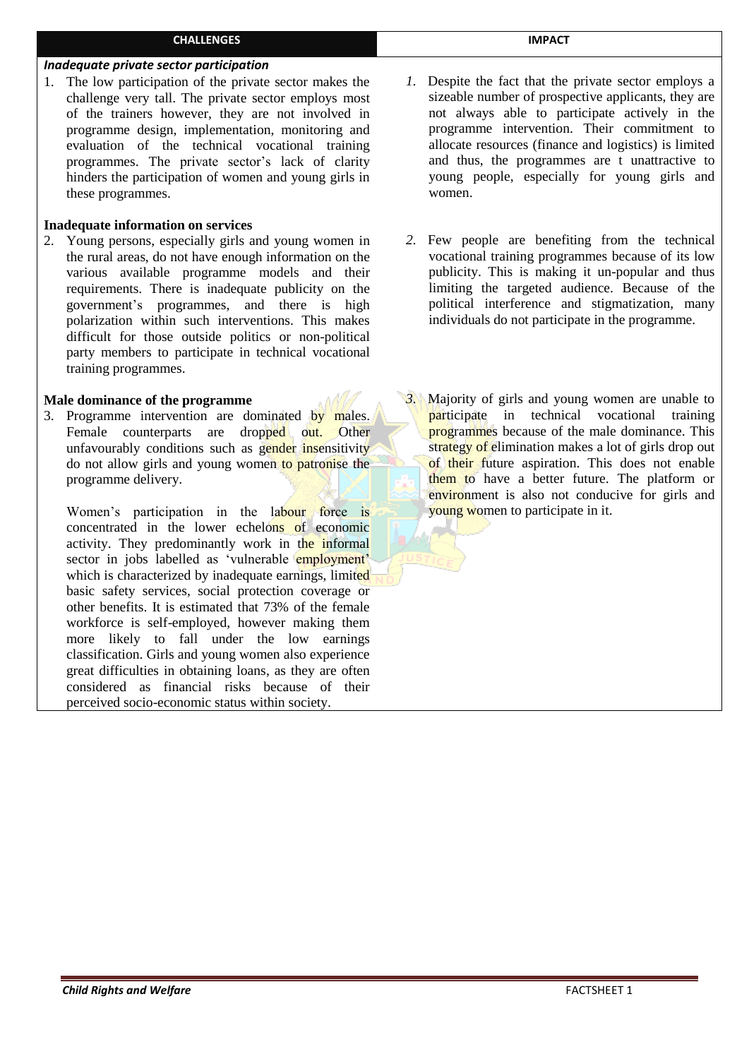| CHALLENGES | IMPACT |
| --- | --- |
| ***Inadequate private sector participation*** <br> 1. The low participation of the private sector makes the challenge very tall. The private sector employs most of the trainers however, they are not involved in programme design, implementation, monitoring and evaluation of the technical vocational training programmes. The private sector's lack of clarity hinders the participation of women and young girls in these programmes. | *1.* Despite the fact that the private sector employs a sizeable number of prospective applicants, they are not always able to participate actively in the programme intervention. Their commitment to allocate resources (finance and logistics) is limited and thus, the programmes are t unattractive to young people, especially for young girls and women. |
| **Inadequate information on services** <br> 2. Young persons, especially girls and young women in the rural areas, do not have enough information on the various available programme models and their requirements. There is inadequate publicity on the government's programmes, and there is high polarization within such interventions. This makes difficult for those outside politics or non-political party members to participate in technical vocational training programmes. | *2.* Few people are benefiting from the technical vocational training programmes because of its low publicity. This is making it un-popular and thus limiting the targeted audience. Because of the political interference and stigmatization, many individuals do not participate in the programme. |
| **Male dominance of the programme** <br> 3. Programme intervention are dominated by males. Female counterparts are dropped out. Other unfavourably conditions such as gender insensitivity do not allow girls and young women to patronise the programme delivery. <br><br> Women's participation in the labour force is concentrated in the lower echelons of economic activity. They predominantly work in the informal sector in jobs labelled as 'vulnerable employment' which is characterized by inadequate earnings, limited basic safety services, social protection coverage or other benefits. It is estimated that 73% of the female workforce is self-employed, however making them more likely to fall under the low earnings classification. Girls and young women also experience great difficulties in obtaining loans, as they are often considered as financial risks because of their perceived socio-economic status within society. | *3.* Majority of girls and young women are unable to participate in technical vocational training programmes because of the male dominance. This strategy of elimination makes a lot of girls drop out of their future aspiration. This does not enable them to have a better future. The platform or environment is also not conducive for girls and young women to participate in it. |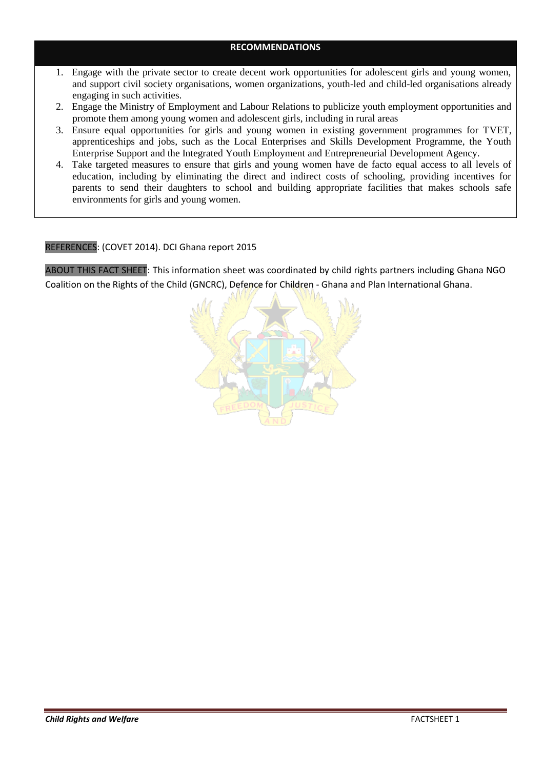## RECOMMENDATIONS

1. Engage with the private sector to create decent work opportunities for adolescent girls and young women, and support civil society organisations, women organizations, youth-led and child-led organisations already engaging in such activities.
2. Engage the Ministry of Employment and Labour Relations to publicize youth employment opportunities and promote them among young women and adolescent girls, including in rural areas
3. Ensure equal opportunities for girls and young women in existing government programmes for TVET, apprenticeships and jobs, such as the Local Enterprises and Skills Development Programme, the Youth Enterprise Support and the Integrated Youth Employment and Entrepreneurial Development Agency.
4. Take targeted measures to ensure that girls and young women have de facto equal access to all levels of education, including by eliminating the direct and indirect costs of schooling, providing incentives for parents to send their daughters to school and building appropriate facilities that makes schools safe environments for girls and young women.

REFERENCES: (COVET 2014). DCI Ghana report 2015

ABOUT THIS FACT SHEET: This information sheet was coordinated by child rights partners including Ghana NGO Coalition on the Rights of the Child (GNCRC), Defence for Children - Ghana and Plan International Ghana.